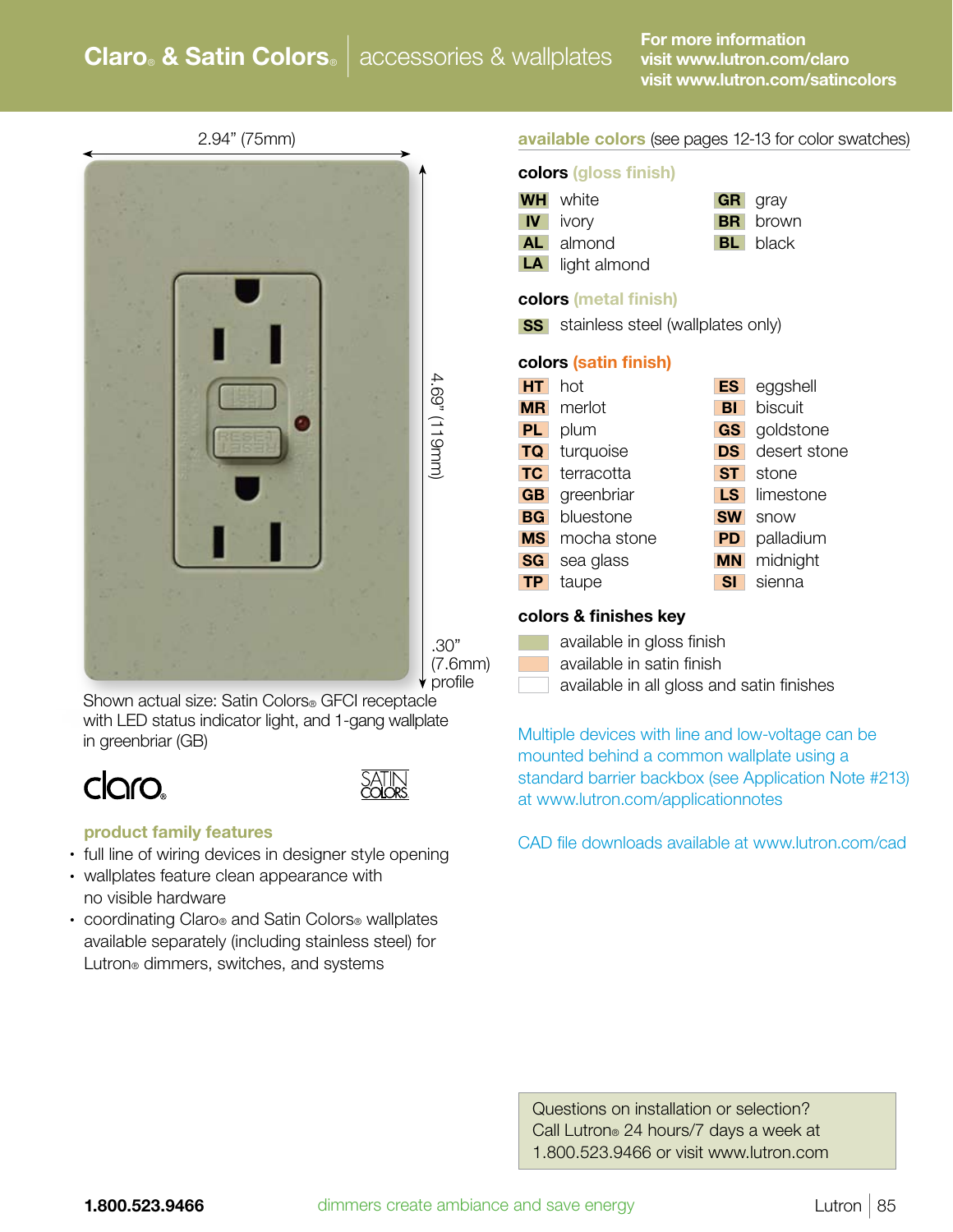# Claro® & Satin Colors® | accessories & wallplates

For more information
visit www.lutron.com/claro
visit www.lutron.com/satincolors

2.94" (75mm)

4.69" (119mm)

.30" (7.6mm) profile

Shown actual size: Satin Colors® GFCI receptacle with LED status indicator light, and 1-gang wallplate in greenbriar (GB)

claro. SATIN COLORS

## product family features

- full line of wiring devices in designer style opening
- wallplates feature clean appearance with no visible hardware
- coordinating Claro® and Satin Colors® wallplates available separately (including stainless steel) for Lutron® dimmers, switches, and systems

## available colors (see pages 12-13 for color swatches)

### colors (gloss finish)

| Code | Color | Code | Color |
|---|---|---|---|
| WH | white | GR | gray |
| IV | ivory | BR | brown |
| AL | almond | BL | black |
| LA | light almond | | |

### colors (metal finish)

| Code | Color |
|---|---|
| SS | stainless steel (wallplates only) |

### colors (satin finish)

| Code | Color | Code | Color |
|---|---|---|---|
| HT | hot | ES | eggshell |
| MR | merlot | BI | biscuit |
| PL | plum | GS | goldstone |
| TQ | turquoise | DS | desert stone |
| TC | terracotta | ST | stone |
| GB | greenbriar | LS | limestone |
| BG | bluestone | SW | snow |
| MS | mocha stone | PD | palladium |
| SG | sea glass | MN | midnight |
| TP | taupe | SI | sienna |

### colors & finishes key

- available in gloss finish
- available in satin finish
- available in all gloss and satin finishes

Multiple devices with line and low-voltage can be mounted behind a common wallplate using a standard barrier backbox (see Application Note #213) at www.lutron.com/applicationnotes

CAD file downloads available at www.lutron.com/cad

Questions on installation or selection?
Call Lutron® 24 hours/7 days a week at
1.800.523.9466 or visit www.lutron.com

1.800.523.9466 dimmers create ambiance and save energy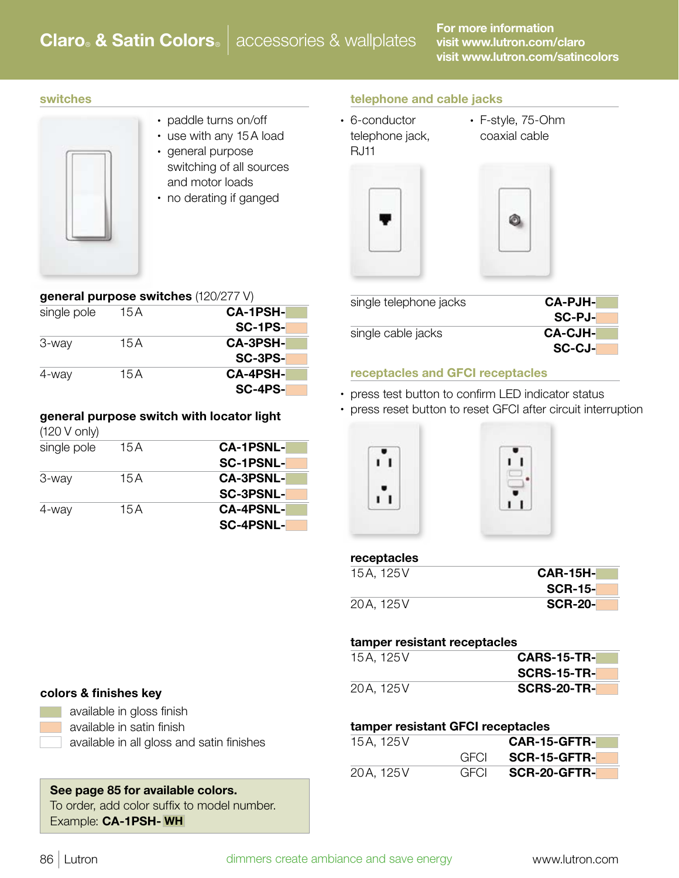# Claro® & Satin Colors® | accessories & wallplates

For more information
visit www.lutron.com/claro
visit www.lutron.com/satincolors

## switches

- paddle turns on/off
- use with any 15 A load
- general purpose switching of all sources and motor loads
- no derating if ganged

### general purpose switches (120/277 V)

| | | |
|---|---|---|
| single pole | 15 A | **CA-1PSH-** |
| | | **SC-1PS-** |
| 3-way | 15 A | **CA-3PSH-** |
| | | **SC-3PS-** |
| 4-way | 15 A | **CA-4PSH-** |
| | | **SC-4PS-** |

### general purpose switch with locator light (120 V only)

| | | |
|---|---|---|
| single pole | 15 A | **CA-1PSNL-** |
| | | **SC-1PSNL-** |
| 3-way | 15 A | **CA-3PSNL-** |
| | | **SC-3PSNL-** |
| 4-way | 15 A | **CA-4PSNL-** |
| | | **SC-4PSNL-** |

### colors & finishes key

- (green) available in gloss finish
- (peach) available in satin finish
- (white) available in all gloss and satin finishes

**See page 85 for available colors.**
To order, add color suffix to model number.
Example: **CA-1PSH- WH**

## telephone and cable jacks

- 6-conductor telephone jack, RJ11
- F-style, 75-Ohm coaxial cable

| | |
|---|---|
| single telephone jacks | **CA-PJH-** |
| | **SC-PJ-** |
| single cable jacks | **CA-CJH-** |
| | **SC-CJ-** |

## receptacles and GFCI receptacles

- press test button to confirm LED indicator status
- press reset button to reset GFCI after circuit interruption

### receptacles

| | |
|---|---|
| 15 A, 125 V | **CAR-15H-** |
| | **SCR-15-** |
| 20 A, 125 V | **SCR-20-** |

### tamper resistant receptacles

| | |
|---|---|
| 15 A, 125 V | **CARS-15-TR-** |
| | **SCRS-15-TR-** |
| 20 A, 125 V | **SCRS-20-TR-** |

### tamper resistant GFCI receptacles

| | | |
|---|---|---|
| 15 A, 125 V | | **CAR-15-GFTR-** |
| | GFCI | **SCR-15-GFTR-** |
| 20 A, 125 V | GFCI | **SCR-20-GFTR-** |

dimmers create ambiance and save energy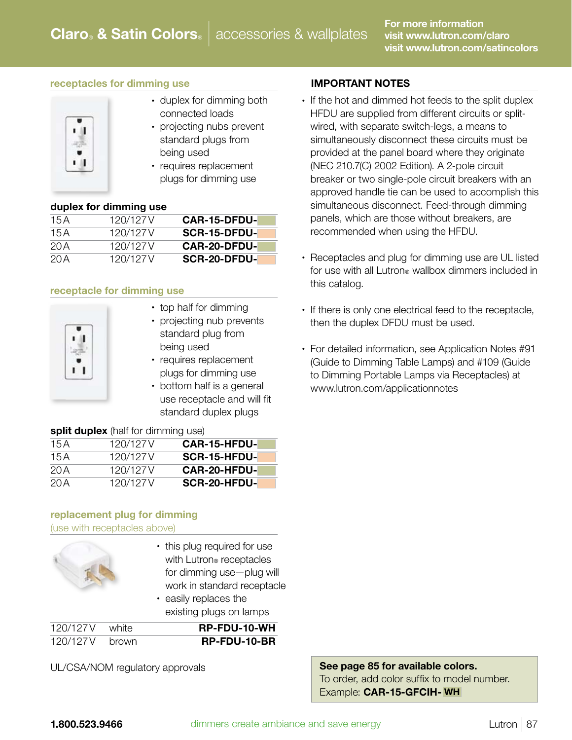# Claro® & Satin Colors® | accessories & wallplates

For more information
visit www.lutron.com/claro
visit www.lutron.com/satincolors

## receptacles for dimming use

- duplex for dimming both connected loads
- projecting nubs prevent standard plugs from being used
- requires replacement plugs for dimming use

**duplex for dimming use**

| | | |
|---|---|---|
| 15 A | 120/127 V | **CAR-15-DFDU-** |
| 15 A | 120/127 V | **SCR-15-DFDU-** |
| 20 A | 120/127 V | **CAR-20-DFDU-** |
| 20 A | 120/127 V | **SCR-20-DFDU-** |

## receptacle for dimming use

- top half for dimming
- projecting nub prevents standard plug from being used
- requires replacement plugs for dimming use
- bottom half is a general use receptacle and will fit standard duplex plugs

**split duplex** (half for dimming use)

| | | |
|---|---|---|
| 15 A | 120/127 V | **CAR-15-HFDU-** |
| 15 A | 120/127 V | **SCR-15-HFDU-** |
| 20 A | 120/127 V | **CAR-20-HFDU-** |
| 20 A | 120/127 V | **SCR-20-HFDU-** |

## replacement plug for dimming
(use with receptacles above)

- this plug required for use with Lutron® receptacles for dimming use—plug will work in standard receptacle
- easily replaces the existing plugs on lamps

| | | |
|---|---|---|
| 120/127 V | white | **RP-FDU-10-WH** |
| 120/127 V | brown | **RP-FDU-10-BR** |

UL/CSA/NOM regulatory approvals

## IMPORTANT NOTES

- If the hot and dimmed hot feeds to the split duplex HFDU are supplied from different circuits or split-wired, with separate switch-legs, a means to simultaneously disconnect these circuits must be provided at the panel board where they originate (NEC 210.7(C) 2002 Edition). A 2-pole circuit breaker or two single-pole circuit breakers with an approved handle tie can be used to accomplish this simultaneous disconnect. Feed-through dimming panels, which are those without breakers, are recommended when using the HFDU.

- Receptacles and plug for dimming use are UL listed for use with all Lutron® wallbox dimmers included in this catalog.

- If there is only one electrical feed to the receptacle, then the duplex DFDU must be used.

- For detailed information, see Application Notes #91 (Guide to Dimming Table Lamps) and #109 (Guide to Dimming Portable Lamps via Receptacles) at www.lutron.com/applicationnotes

**See page 85 for available colors.**
To order, add color suffix to model number.
Example: **CAR-15-GFCIH- WH**

1.800.523.9466 — dimmers create ambiance and save energy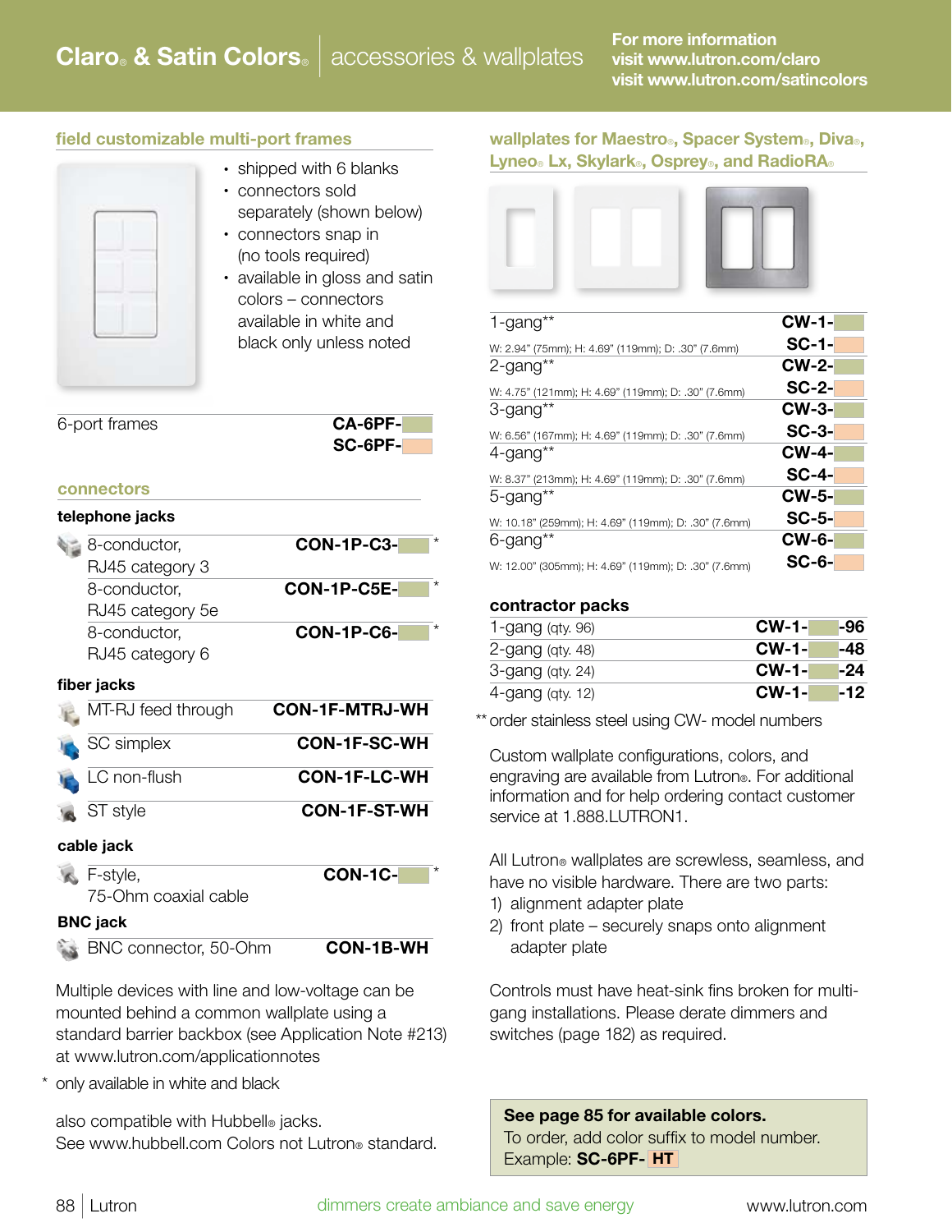# Claro® & Satin Colors® accessories & wallplates

For more information
visit www.lutron.com/claro
visit www.lutron.com/satincolors

## field customizable multi-port frames

- shipped with 6 blanks
- connectors sold separately (shown below)
- connectors snap in (no tools required)
- available in gloss and satin colors – connectors available in white and black only unless noted

| | |
|---|---|
| 6-port frames | CA-6PF- |
| | SC-6PF- |

## connectors

### telephone jacks

| | | |
|---|---|---|
| 8-conductor, RJ45 category 3 | CON-1P-C3- | * |
| 8-conductor, RJ45 category 5e | CON-1P-C5E- | * |
| 8-conductor, RJ45 category 6 | CON-1P-C6- | * |

### fiber jacks

| | |
|---|---|
| MT-RJ feed through | CON-1F-MTRJ-WH |
| SC simplex | CON-1F-SC-WH |
| LC non-flush | CON-1F-LC-WH |
| ST style | CON-1F-ST-WH |

### cable jack

| | | |
|---|---|---|
| F-style, 75-Ohm coaxial cable | CON-1C- | * |

### BNC jack

| | |
|---|---|
| BNC connector, 50-Ohm | CON-1B-WH |

Multiple devices with line and low-voltage can be mounted behind a common wallplate using a standard barrier backbox (see Application Note #213) at www.lutron.com/applicationnotes

\* only available in white and black

also compatible with Hubbell® jacks.
See www.hubbell.com Colors not Lutron® standard.

## wallplates for Maestro®, Spacer System®, Diva®, Lyneo® Lx, Skylark®, Osprey®, and RadioRA®

| | |
|---|---|
| 1-gang** | CW-1- |
| W: 2.94" (75mm); H: 4.69" (119mm); D: .30" (7.6mm) | SC-1- |
| 2-gang** | CW-2- |
| W: 4.75" (121mm); H: 4.69" (119mm); D: .30" (7.6mm) | SC-2- |
| 3-gang** | CW-3- |
| W: 6.56" (167mm); H: 4.69" (119mm); D: .30" (7.6mm) | SC-3- |
| 4-gang** | CW-4- |
| W: 8.37" (213mm); H: 4.69" (119mm); D: .30" (7.6mm) | SC-4- |
| 5-gang** | CW-5- |
| W: 10.18" (259mm); H: 4.69" (119mm); D: .30" (7.6mm) | SC-5- |
| 6-gang** | CW-6- |
| W: 12.00" (305mm); H: 4.69" (119mm); D: .30" (7.6mm) | SC-6- |

### contractor packs

| | |
|---|---|
| 1-gang (qty. 96) | CW-1- -96 |
| 2-gang (qty. 48) | CW-1- -48 |
| 3-gang (qty. 24) | CW-1- -24 |
| 4-gang (qty. 12) | CW-1- -12 |

** order stainless steel using CW- model numbers

Custom wallplate configurations, colors, and engraving are available from Lutron®. For additional information and for help ordering contact customer service at 1.888.LUTRON1.

All Lutron® wallplates are screwless, seamless, and have no visible hardware. There are two parts:

1) alignment adapter plate
2) front plate – securely snaps onto alignment adapter plate

Controls must have heat-sink fins broken for multi-gang installations. Please derate dimmers and switches (page 182) as required.

**See page 85 for available colors.**
To order, add color suffix to model number.
Example: **SC-6PF- HT**

dimmers create ambiance and save energy